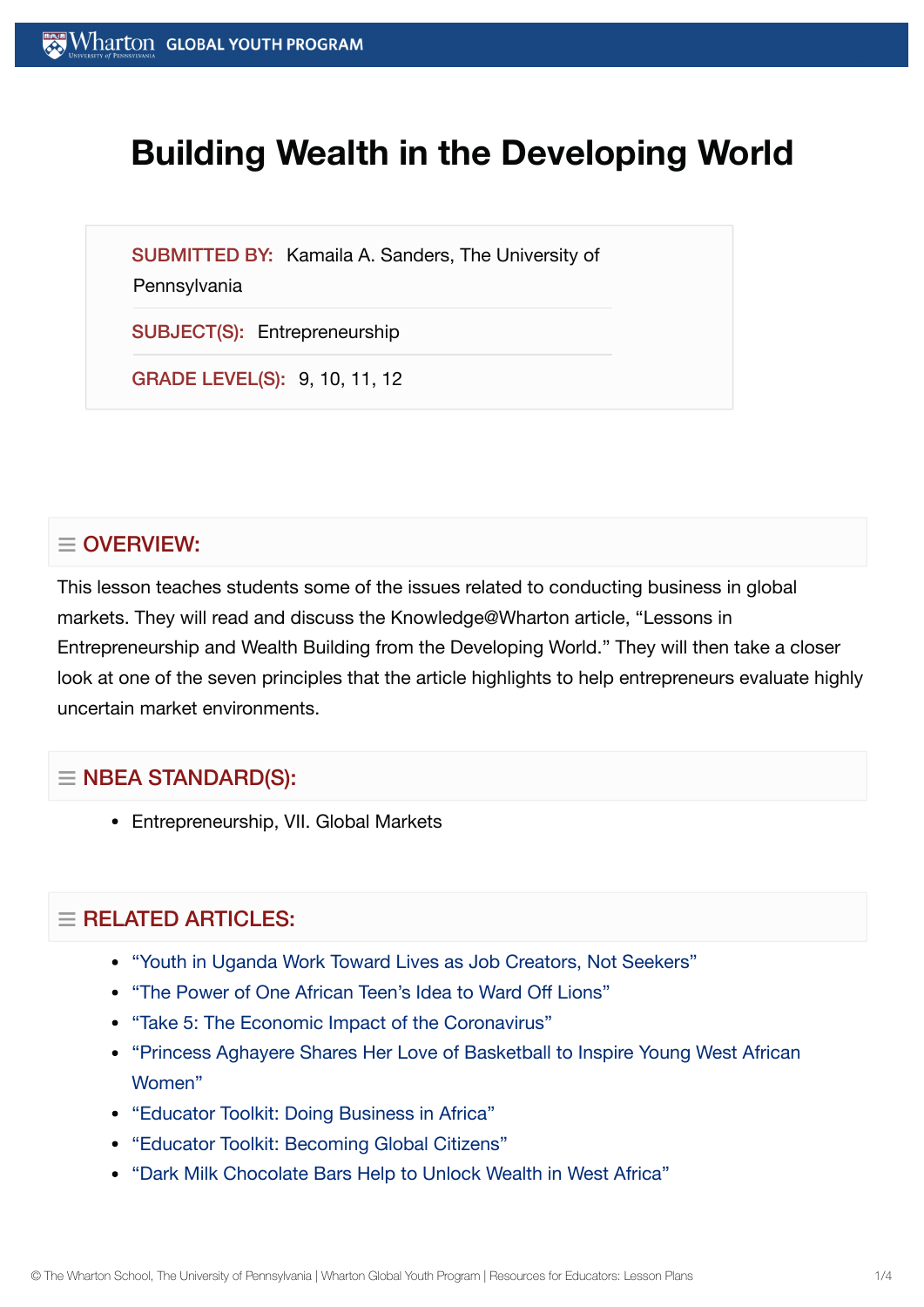# Building Wealth in the Developing World

**SUBMITTED BY:** Kamaila A. Sanders, The University of Pennsylvania

**SUBJECT(S):** Entrepreneurship

**GRADE LEVEL(S):** 9, 10, 11, 12

## OVERVIEW:

This lesson teaches students some of the issues related to conducting business in global markets. They will read and discuss the Knowledge@Wharton article, "Lessons in Entrepreneurship and Wealth Building from the Developing World." They will then take a closer look at one of the seven principles that the article highlights to help entrepreneurs evaluate highly uncertain market environments.

## NBEA STANDARD(S):

- Entrepreneurship, VII. Global Markets

## RELATED ARTICLES:

- "Youth in Uganda Work Toward Lives as Job Creators, Not Seekers"
- "The Power of One African Teen's Idea to Ward Off Lions"
- "Take 5: The Economic Impact of the Coronavirus"
- "Princess Aghayere Shares Her Love of Basketball to Inspire Young West African Women"
- "Educator Toolkit: Doing Business in Africa"
- "Educator Toolkit: Becoming Global Citizens"
- "Dark Milk Chocolate Bars Help to Unlock Wealth in West Africa"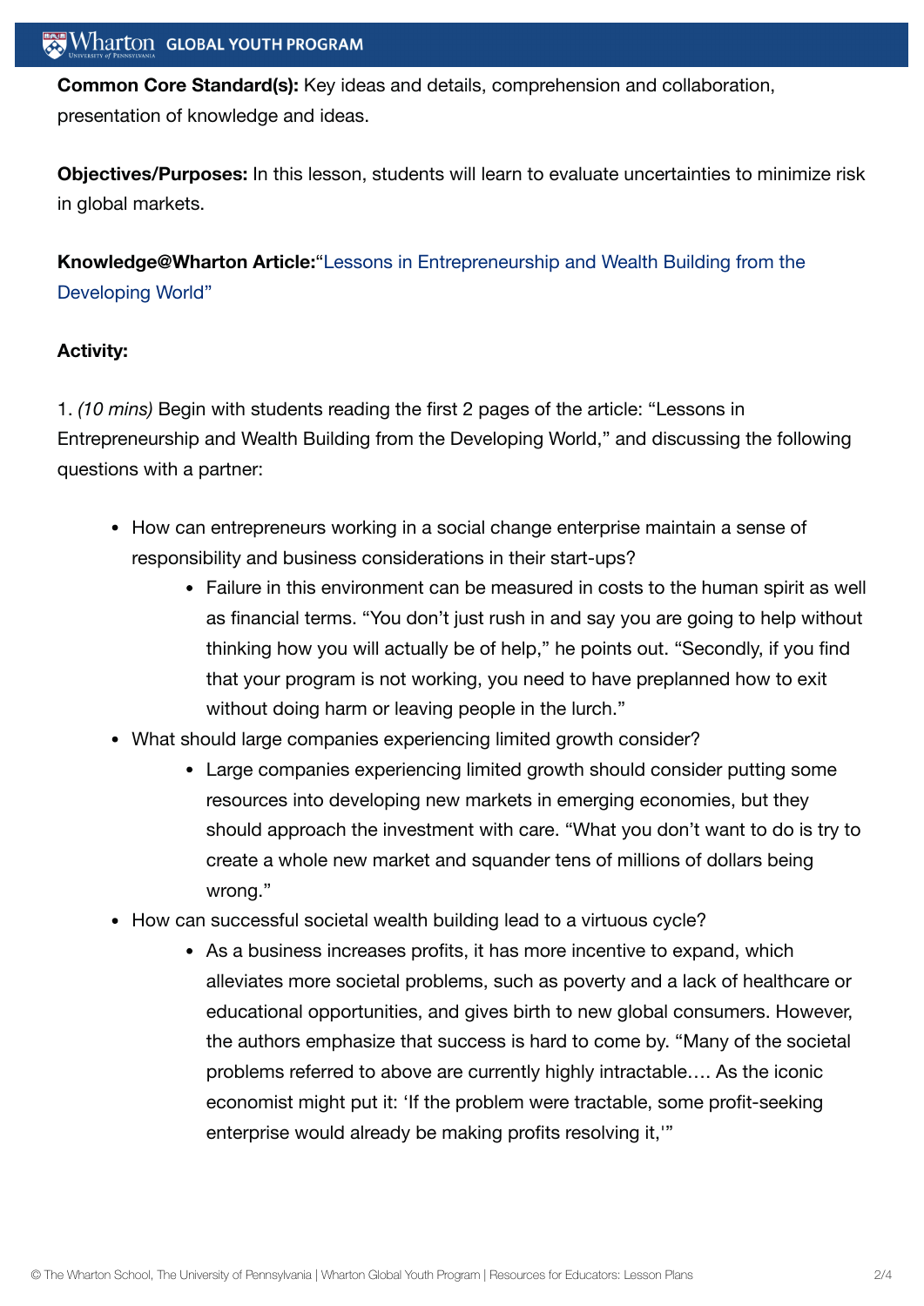**Common Core Standard(s):** Key ideas and details, comprehension and collaboration, presentation of knowledge and ideas.

**Objectives/Purposes:** In this lesson, students will learn to evaluate uncertainties to minimize risk in global markets.

**Knowledge@Wharton Article:**"Lessons in Entrepreneurship and Wealth Building from the Developing World"

**Activity:**

1. *(10 mins)* Begin with students reading the first 2 pages of the article: "Lessons in Entrepreneurship and Wealth Building from the Developing World," and discussing the following questions with a partner:

- How can entrepreneurs working in a social change enterprise maintain a sense of responsibility and business considerations in their start-ups?
  - Failure in this environment can be measured in costs to the human spirit as well as financial terms. "You don't just rush in and say you are going to help without thinking how you will actually be of help," he points out. "Secondly, if you find that your program is not working, you need to have preplanned how to exit without doing harm or leaving people in the lurch."
- What should large companies experiencing limited growth consider?
  - Large companies experiencing limited growth should consider putting some resources into developing new markets in emerging economies, but they should approach the investment with care. "What you don't want to do is try to create a whole new market and squander tens of millions of dollars being wrong."
- How can successful societal wealth building lead to a virtuous cycle?
  - As a business increases profits, it has more incentive to expand, which alleviates more societal problems, such as poverty and a lack of healthcare or educational opportunities, and gives birth to new global consumers. However, the authors emphasize that success is hard to come by. "Many of the societal problems referred to above are currently highly intractable…. As the iconic economist might put it: 'If the problem were tractable, some profit-seeking enterprise would already be making profits resolving it,'"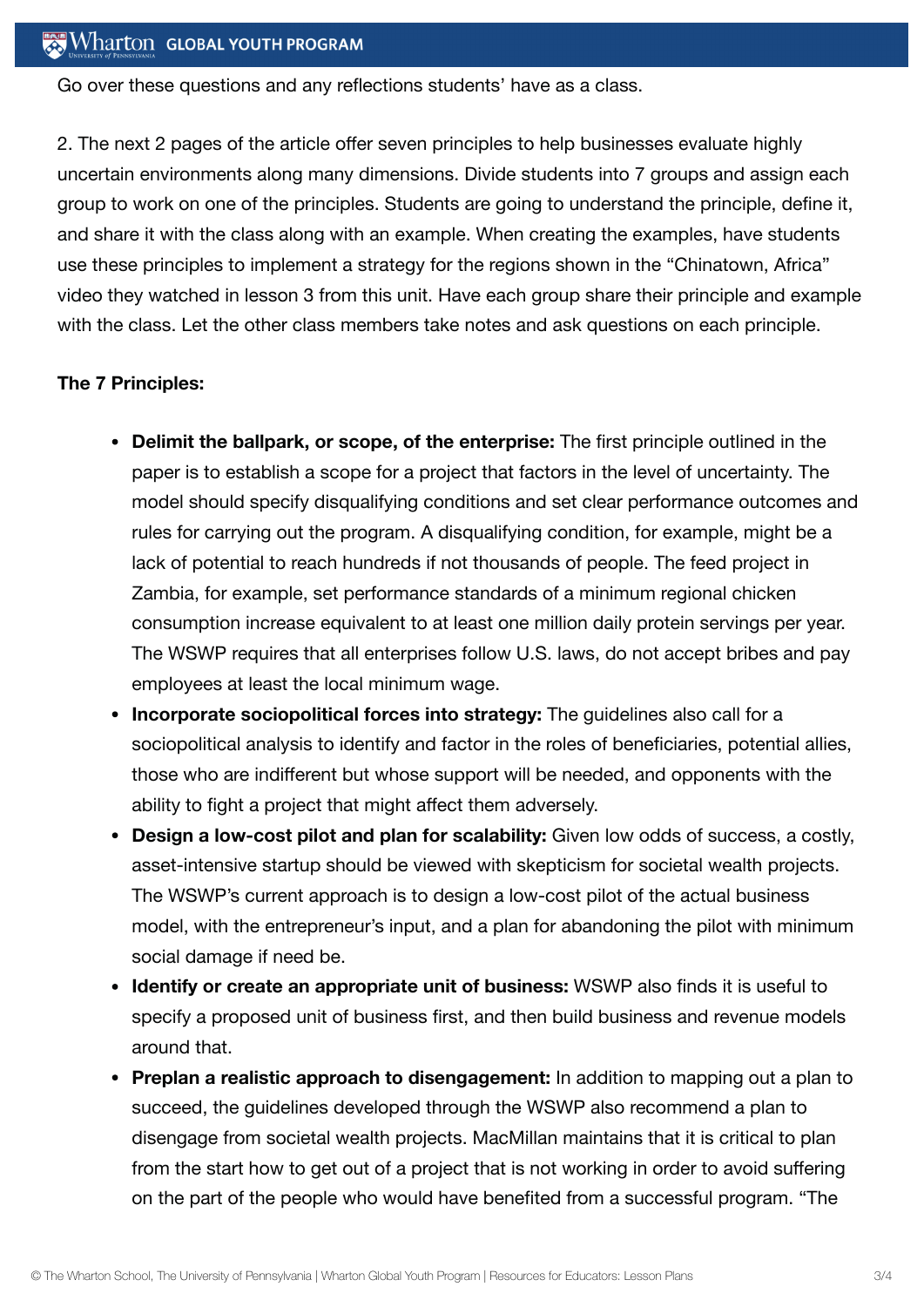Go over these questions and any reflections students' have as a class.

2. The next 2 pages of the article offer seven principles to help businesses evaluate highly uncertain environments along many dimensions. Divide students into 7 groups and assign each group to work on one of the principles. Students are going to understand the principle, define it, and share it with the class along with an example. When creating the examples, have students use these principles to implement a strategy for the regions shown in the "Chinatown, Africa" video they watched in lesson 3 from this unit. Have each group share their principle and example with the class. Let the other class members take notes and ask questions on each principle.

**The 7 Principles:**

- **Delimit the ballpark, or scope, of the enterprise:** The first principle outlined in the paper is to establish a scope for a project that factors in the level of uncertainty. The model should specify disqualifying conditions and set clear performance outcomes and rules for carrying out the program. A disqualifying condition, for example, might be a lack of potential to reach hundreds if not thousands of people. The feed project in Zambia, for example, set performance standards of a minimum regional chicken consumption increase equivalent to at least one million daily protein servings per year. The WSWP requires that all enterprises follow U.S. laws, do not accept bribes and pay employees at least the local minimum wage.
- **Incorporate sociopolitical forces into strategy:** The guidelines also call for a sociopolitical analysis to identify and factor in the roles of beneficiaries, potential allies, those who are indifferent but whose support will be needed, and opponents with the ability to fight a project that might affect them adversely.
- **Design a low-cost pilot and plan for scalability:** Given low odds of success, a costly, asset-intensive startup should be viewed with skepticism for societal wealth projects. The WSWP's current approach is to design a low-cost pilot of the actual business model, with the entrepreneur's input, and a plan for abandoning the pilot with minimum social damage if need be.
- **Identify or create an appropriate unit of business:** WSWP also finds it is useful to specify a proposed unit of business first, and then build business and revenue models around that.
- **Preplan a realistic approach to disengagement:** In addition to mapping out a plan to succeed, the guidelines developed through the WSWP also recommend a plan to disengage from societal wealth projects. MacMillan maintains that it is critical to plan from the start how to get out of a project that is not working in order to avoid suffering on the part of the people who would have benefited from a successful program. "The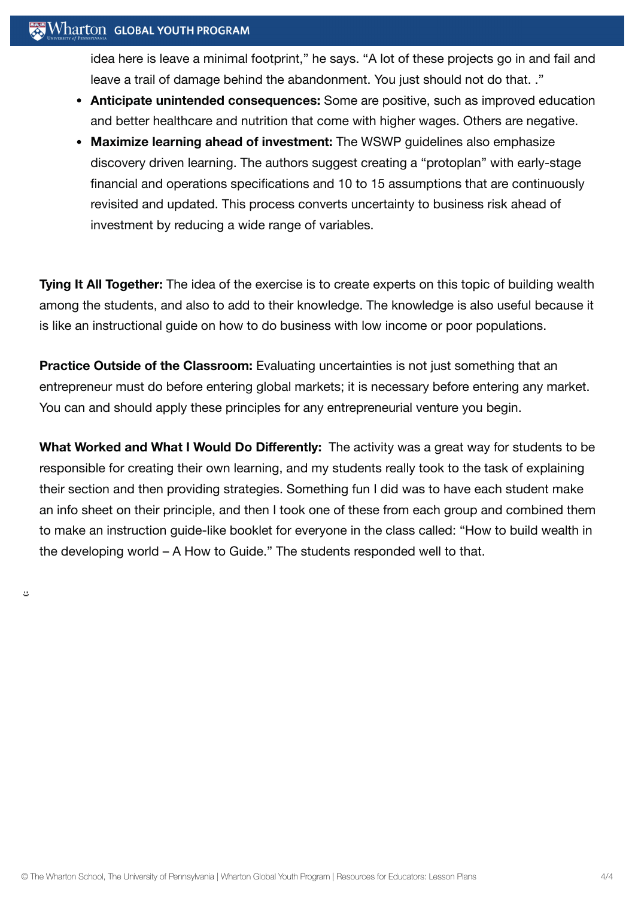idea here is leave a minimal footprint," he says. "A lot of these projects go in and fail and leave a trail of damage behind the abandonment. You just should not do that. ."

- **Anticipate unintended consequences:** Some are positive, such as improved education and better healthcare and nutrition that come with higher wages. Others are negative.
- **Maximize learning ahead of investment:** The WSWP guidelines also emphasize discovery driven learning. The authors suggest creating a "protoplan" with early-stage financial and operations specifications and 10 to 15 assumptions that are continuously revisited and updated. This process converts uncertainty to business risk ahead of investment by reducing a wide range of variables.

**Tying It All Together:** The idea of the exercise is to create experts on this topic of building wealth among the students, and also to add to their knowledge. The knowledge is also useful because it is like an instructional guide on how to do business with low income or poor populations.

**Practice Outside of the Classroom:** Evaluating uncertainties is not just something that an entrepreneur must do before entering global markets; it is necessary before entering any market. You can and should apply these principles for any entrepreneurial venture you begin.

**What Worked and What I Would Do Differently:** The activity was a great way for students to be responsible for creating their own learning, and my students really took to the task of explaining their section and then providing strategies. Something fun I did was to have each student make an info sheet on their principle, and then I took one of these from each group and combined them to make an instruction guide-like booklet for everyone in the class called: "How to build wealth in the developing world – A How to Guide." The students responded well to that.